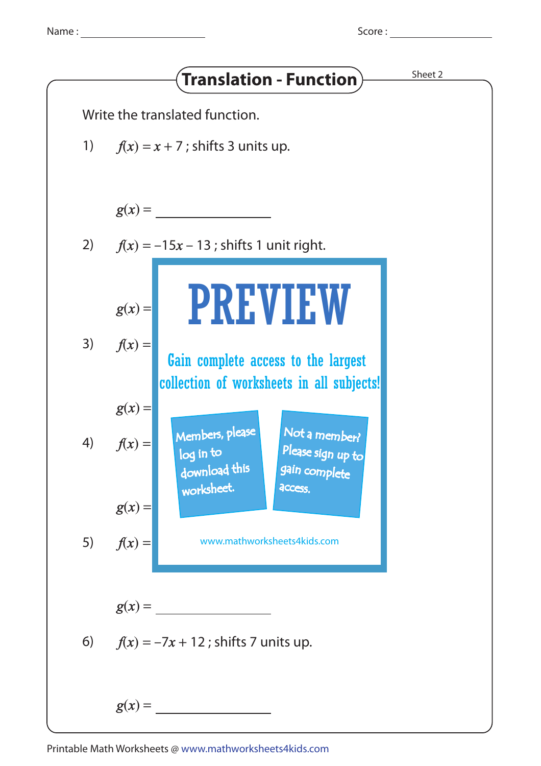Name : ____________________ Score : ____________________

# Translation - Function

Sheet 2

Write the translated function.

1) $f(x) = x + 7$ ; shifts 3 units up.

$g(x) =$ ____________________

2) $f(x) = -15x - 13$ ; shifts 1 unit right.

$g(x) =$

3) $f(x) =$

$g(x) =$

4) $f(x) =$

$g(x) =$

5) $f(x) =$

$g(x) =$ ____________________

PREVIEW

Gain complete access to the largest collection of worksheets in all subjects!

Members, please log in to download this worksheet.

Not a member? Please sign up to gain complete access.

www.mathworksheets4kids.com

6) $f(x) = -7x + 12$ ; shifts 7 units up.

$g(x) =$ ____________________

Printable Math Worksheets @ www.mathworksheets4kids.com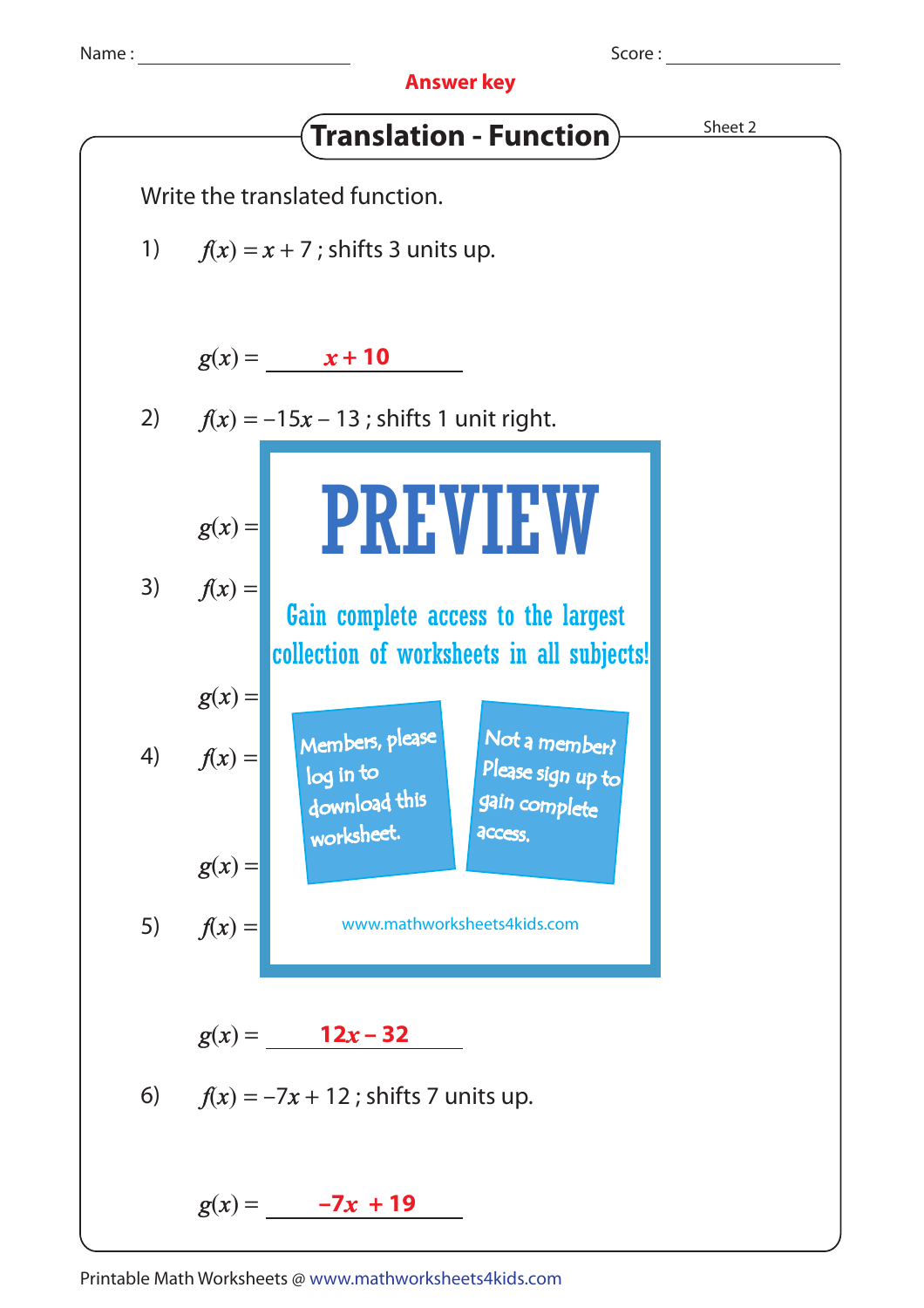Name : ______________ Score : ______________

**Answer key**

# Translation - Function

Sheet 2

Write the translated function.

1) $f(x) = x + 7$ ; shifts 3 units up.

$g(x) =$ **$x + 10$**

2) $f(x) = -15x - 13$ ; shifts 1 unit right.

$g(x) =$

3) $f(x) =$

$g(x) =$

4) $f(x) =$

$g(x) =$

5) $f(x) =$

PREVIEW

Gain complete access to the largest collection of worksheets in all subjects!

Members, please log in to download this worksheet.

Not a member? Please sign up to gain complete access.

www.mathworksheets4kids.com

$g(x) =$ **$12x - 32$**

6) $f(x) = -7x + 12$ ; shifts 7 units up.

$g(x) =$ **$-7x + 19$**

Printable Math Worksheets @ www.mathworksheets4kids.com